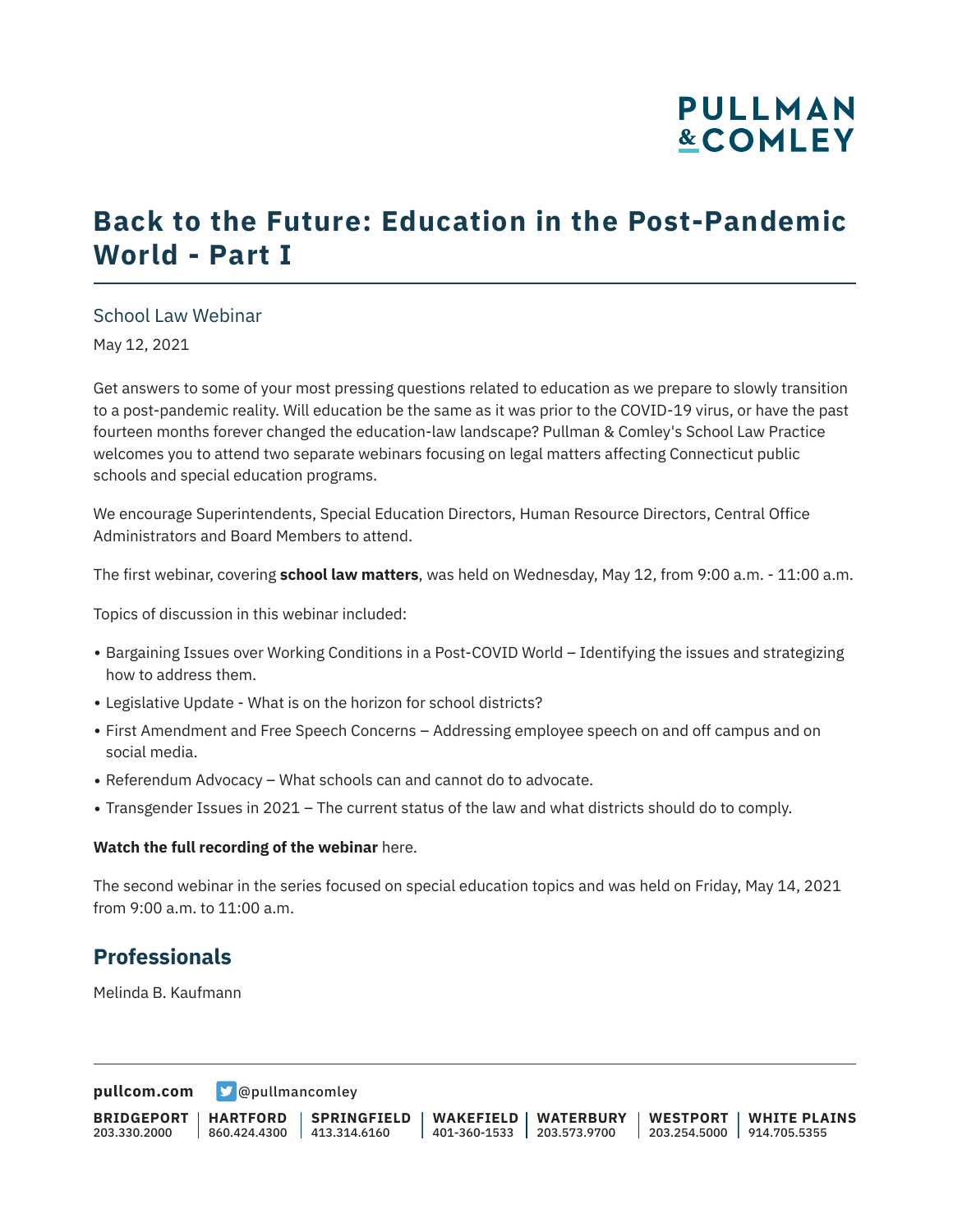# Back to the Future: Education in the Post-Pandemic World - Part I

School Law Webinar

May 12, 2021

Get answers to some of your most pressing questions related to education as we prepare to slowly transition to a post-pandemic reality. Will education be the same as it was prior to the COVID-19 virus, or have the past fourteen months forever changed the education-law landscape? Pullman & Comley's School Law Practice welcomes you to attend two separate webinars focusing on legal matters affecting Connecticut public schools and special education programs.

We encourage Superintendents, Special Education Directors, Human Resource Directors, Central Office Administrators and Board Members to attend.

The first webinar, covering **school law matters**, was held on Wednesday, May 12, from 9:00 a.m. - 11:00 a.m.

Topics of discussion in this webinar included:

- Bargaining Issues over Working Conditions in a Post-COVID World – Identifying the issues and strategizing how to address them.
- Legislative Update - What is on the horizon for school districts?
- First Amendment and Free Speech Concerns – Addressing employee speech on and off campus and on social media.
- Referendum Advocacy – What schools can and cannot do to advocate.
- Transgender Issues in 2021 – The current status of the law and what districts should do to comply.

**Watch the full recording of the webinar** here.

The second webinar in the series focused on special education topics and was held on Friday, May 14, 2021 from 9:00 a.m. to 11:00 a.m.

## Professionals

Melinda B. Kaufmann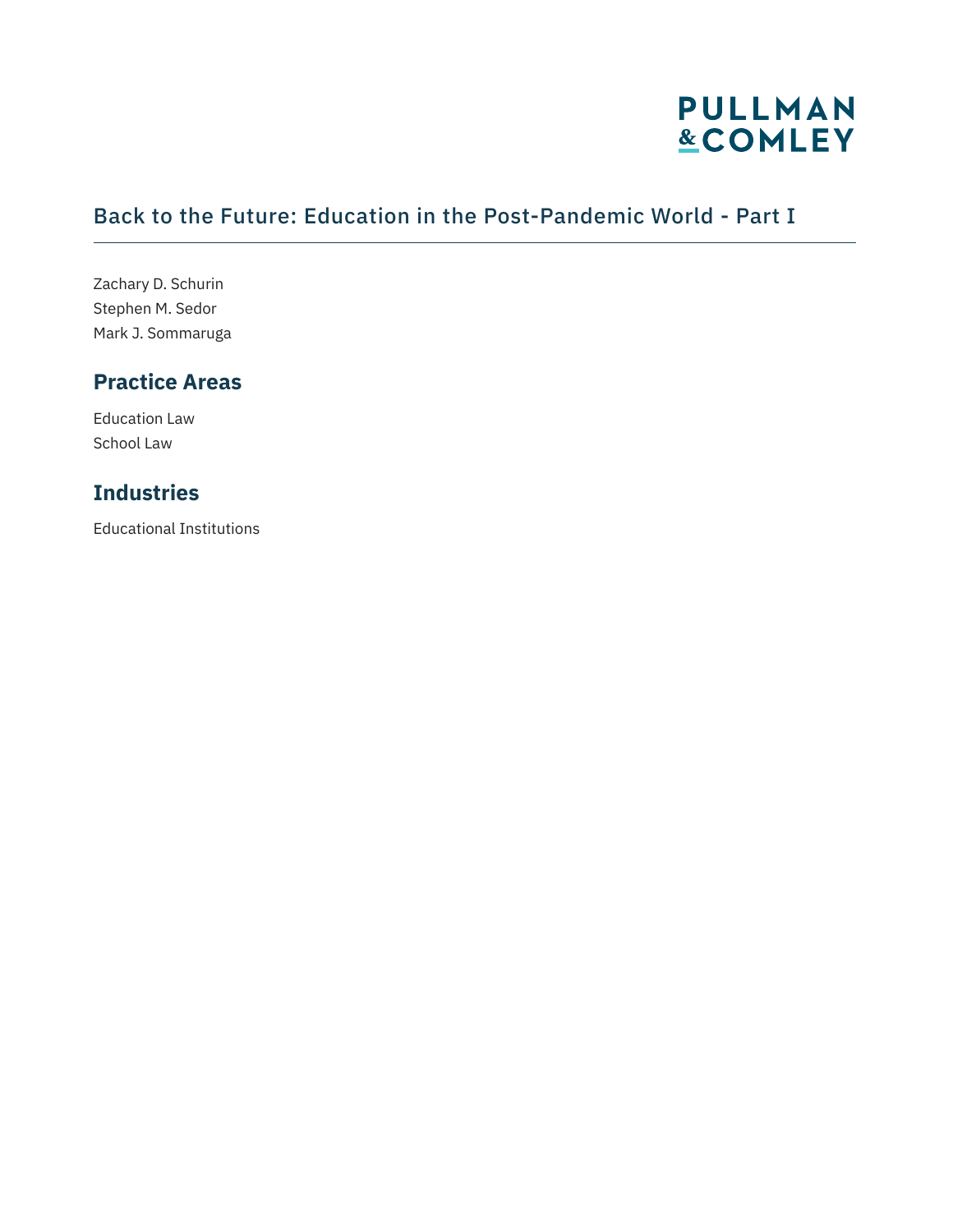PULLMAN & COMLEY

## Back to the Future: Education in the Post-Pandemic World - Part I

Zachary D. Schurin
Stephen M. Sedor
Mark J. Sommaruga

### Practice Areas

Education Law
School Law

### Industries

Educational Institutions